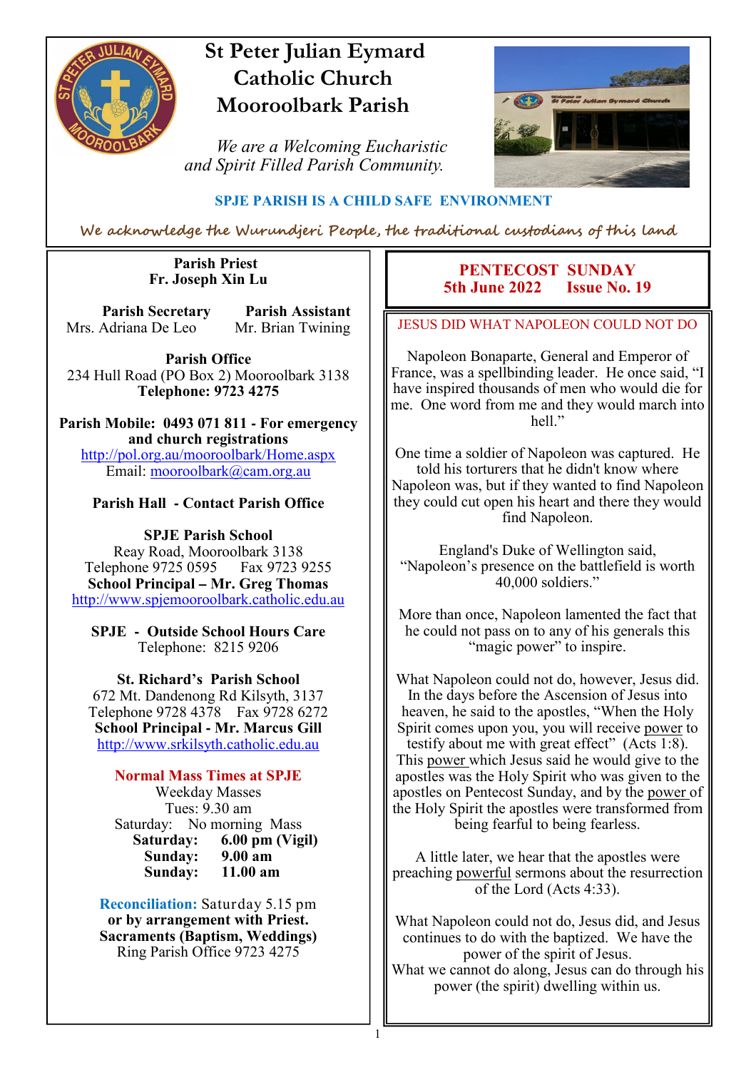# St Peter Julian Eymard Catholic Church Mooroolbark Parish

*We are a Welcoming Eucharistic and Spirit Filled Parish Community.*

**SPJE PARISH IS A CHILD SAFE ENVIRONMENT**

*We acknowledge the Wurundjeri People, the traditional custodians of this land*

**Parish Priest**
**Fr. Joseph Xin Lu**

**Parish Secretary**
Mrs. Adriana De Leo

**Parish Assistant**
Mr. Brian Twining

**Parish Office**
234 Hull Road (PO Box 2) Mooroolbark 3138
**Telephone: 9723 4275**

**Parish Mobile: 0493 071 811 - For emergency and church registrations**
http://pol.org.au/mooroolbark/Home.aspx
Email: mooroolbark@cam.org.au

**Parish Hall - Contact Parish Office**

**SPJE Parish School**
Reay Road, Mooroolbark 3138
Telephone 9725 0595 Fax 9723 9255
**School Principal – Mr. Greg Thomas**
http://www.spjemooroolbark.catholic.edu.au

**SPJE - Outside School Hours Care**
Telephone: 8215 9206

**St. Richard's Parish School**
672 Mt. Dandenong Rd Kilsyth, 3137
Telephone 9728 4378 Fax 9728 6272
**School Principal - Mr. Marcus Gill**
http://www.srkilsyth.catholic.edu.au

**Normal Mass Times at SPJE**
Weekday Masses
Tues: 9.30 am
Saturday: No morning Mass
**Saturday: 6.00 pm (Vigil)**
**Sunday: 9.00 am**
**Sunday: 11.00 am**

**Reconciliation:** Saturday 5.15 pm
**or by arrangement with Priest.**
**Sacraments (Baptism, Weddings)**
Ring Parish Office 9723 4275

## PENTECOST SUNDAY
**5th June 2022 Issue No. 19**

### JESUS DID WHAT NAPOLEON COULD NOT DO

Napoleon Bonaparte, General and Emperor of France, was a spellbinding leader. He once said, "I have inspired thousands of men who would die for me. One word from me and they would march into hell."

One time a soldier of Napoleon was captured. He told his torturers that he didn't know where Napoleon was, but if they wanted to find Napoleon they could cut open his heart and there they would find Napoleon.

England's Duke of Wellington said, "Napoleon's presence on the battlefield is worth 40,000 soldiers."

More than once, Napoleon lamented the fact that he could not pass on to any of his generals this "magic power" to inspire.

What Napoleon could not do, however, Jesus did. In the days before the Ascension of Jesus into heaven, he said to the apostles, "When the Holy Spirit comes upon you, you will receive power to testify about me with great effect" (Acts 1:8). This power which Jesus said he would give to the apostles was the Holy Spirit who was given to the apostles on Pentecost Sunday, and by the power of the Holy Spirit the apostles were transformed from being fearful to being fearless.

A little later, we hear that the apostles were preaching powerful sermons about the resurrection of the Lord (Acts 4:33).

What Napoleon could not do, Jesus did, and Jesus continues to do with the baptized. We have the power of the spirit of Jesus.
What we cannot do along, Jesus can do through his power (the spirit) dwelling within us.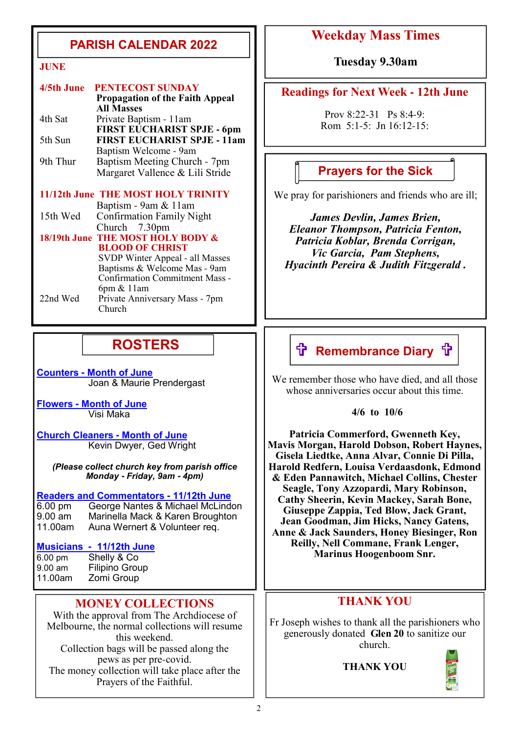## PARISH CALENDAR 2022

**JUNE**

**4/5th June PENTECOST SUNDAY**
**Propagation of the Faith Appeal All Masses**

4th Sat — Private Baptism - 11am
**FIRST EUCHARIST SPJE - 6pm**

5th Sun — **FIRST EUCHARIST SPJE - 11am**
Baptism Welcome - 9am

9th Thur — Baptism Meeting Church - 7pm
Margaret Vallence & Lili Stride

**11/12th June THE MOST HOLY TRINITY**
Baptism - 9am & 11am

15th Wed — Confirmation Family Night Church 7.30pm

**18/19th June THE MOST HOLY BODY & BLOOD OF CHRIST**
SVDP Winter Appeal - all Masses
Baptisms & Welcome Mas - 9am
Confirmation Commitment Mass - 6pm & 11am

22nd Wed — Private Anniversary Mass - 7pm Church

## ROSTERS

**Counters - Month of June**
Joan & Maurie Prendergast

**Flowers - Month of June**
Visi Maka

**Church Cleaners - Month of June**
Kevin Dwyer, Ged Wright

***(Please collect church key from parish office Monday - Friday, 9am - 4pm)***

**Readers and Commentators - 11/12th June**

| | |
|---|---|
| 6.00 pm | George Nantes & Michael McLindon |
| 9.00 am | Marinella Mack & Karen Broughton |
| 11.00am | Auna Wernert & Volunteer req. |

**Musicians - 11/12th June**

| | |
|---|---|
| 6.00 pm | Shelly & Co |
| 9.00 am | Filipino Group |
| 11.00am | Zomi Group |

## MONEY COLLECTIONS

With the approval from The Archdiocese of Melbourne, the normal collections will resume this weekend.
Collection bags will be passed along the pews as per pre-covid.
The money collection will take place after the Prayers of the Faithful.

## Weekday Mass Times

**Tuesday 9.30am**

## Readings for Next Week - 12th June

Prov 8:22-31 Ps 8:4-9:
Rom 5:1-5: Jn 16:12-15:

## Prayers for the Sick

We pray for parishioners and friends who are ill;

***James Devlin, James Brien, Eleanor Thompson, Patricia Fenton, Patricia Koblar, Brenda Corrigan, Vic Garcia, Pam Stephens, Hyacinth Pereira & Judith Fitzgerald .***

## ✞ Remembrance Diary ✞

We remember those who have died, and all those whose anniversaries occur about this time.

**4/6 to 10/6**

**Patricia Commerford, Gwenneth Key, Mavis Morgan, Harold Dobson, Robert Haynes, Gisela Liedtke, Anna Alvar, Connie Di Pilla, Harold Redfern, Louisa Verdaasdonk, Edmond & Eden Pannawitch, Michael Collins, Chester Seagle, Tony Azzopardi, Mary Robinson, Cathy Sheerin, Kevin Mackey, Sarah Bone, Giuseppe Zappia, Ted Blow, Jack Grant, Jean Goodman, Jim Hicks, Nancy Gatens, Anne & Jack Saunders, Honey Biesinger, Ron Reilly, Nell Commane, Frank Lenger, Marinus Hoogenboom Snr.**

## THANK YOU

Fr Joseph wishes to thank all the parishioners who generously donated **Glen 20** to sanitize our church.

**THANK YOU**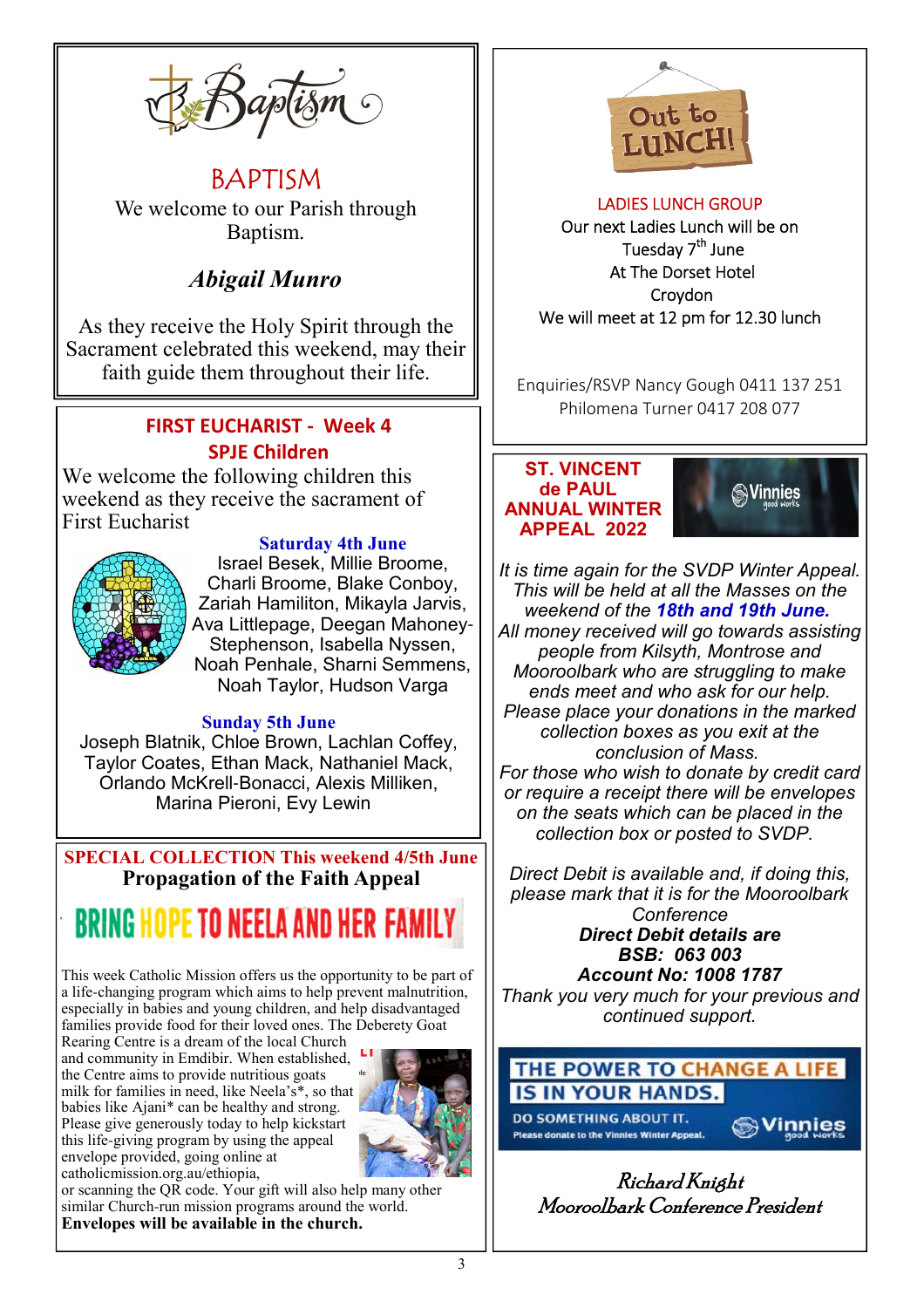Baptism

## BAPTISM

We welcome to our Parish through Baptism.

***Abigail Munro***

As they receive the Holy Spirit through the Sacrament celebrated this weekend, may their faith guide them throughout their life.

## FIRST EUCHARIST - Week 4
## SPJE Children

We welcome the following children this weekend as they receive the sacrament of First Eucharist

**Saturday 4th June**

Israel Besek, Millie Broome, Charli Broome, Blake Conboy, Zariah Hamiliton, Mikayla Jarvis, Ava Littlepage, Deegan Mahoney-Stephenson, Isabella Nyssen, Noah Penhale, Sharni Semmens, Noah Taylor, Hudson Varga

**Sunday 5th June**

Joseph Blatnik, Chloe Brown, Lachlan Coffey, Taylor Coates, Ethan Mack, Nathaniel Mack, Orlando McKrell-Bonacci, Alexis Milliken, Marina Pieroni, Evy Lewin

## SPECIAL COLLECTION This weekend 4/5th June

**Propagation of the Faith Appeal**

**BRING HOPE TO NEELA AND HER FAMILY**

This week Catholic Mission offers us the opportunity to be part of a life-changing program which aims to help prevent malnutrition, especially in babies and young children, and help disadvantaged families provide food for their loved ones. The Deberety Goat Rearing Centre is a dream of the local Church and community in Emdibir. When established, the Centre aims to provide nutritious goats milk for families in need, like Neela's*, so that babies like Ajani* can be healthy and strong. Please give generously today to help kickstart this life-giving program by using the appeal envelope provided, going online at catholicmission.org.au/ethiopia, or scanning the QR code. Your gift will also help many other similar Church-run mission programs around the world.
**Envelopes will be available in the church.**

Out to LUNCH!

## LADIES LUNCH GROUP

Our next Ladies Lunch will be on
Tuesday 7th June
At The Dorset Hotel
Croydon
We will meet at 12 pm for 12.30 lunch

Enquiries/RSVP Nancy Gough 0411 137 251
Philomena Turner 0417 208 077

## ST. VINCENT de PAUL ANNUAL WINTER APPEAL 2022

Vinnies good works

*It is time again for the SVDP Winter Appeal. This will be held at all the Masses on the weekend of the* ***18th and 19th June.*** *All money received will go towards assisting people from Kilsyth, Montrose and Mooroolbark who are struggling to make ends meet and who ask for our help. Please place your donations in the marked collection boxes as you exit at the conclusion of Mass. For those who wish to donate by credit card or require a receipt there will be envelopes on the seats which can be placed in the collection box or posted to SVDP.*

*Direct Debit is available and, if doing this, please mark that it is for the Mooroolbark Conference*
***Direct Debit details are***
***BSB: 063 003***
***Account No: 1008 1787***
*Thank you very much for your previous and continued support.*

THE POWER TO CHANGE A LIFE IS IN YOUR HANDS.
DO SOMETHING ABOUT IT.
Please donate to the Vinnies Winter Appeal. Vinnies good works

*Richard Knight*
*Mooroolbark Conference President*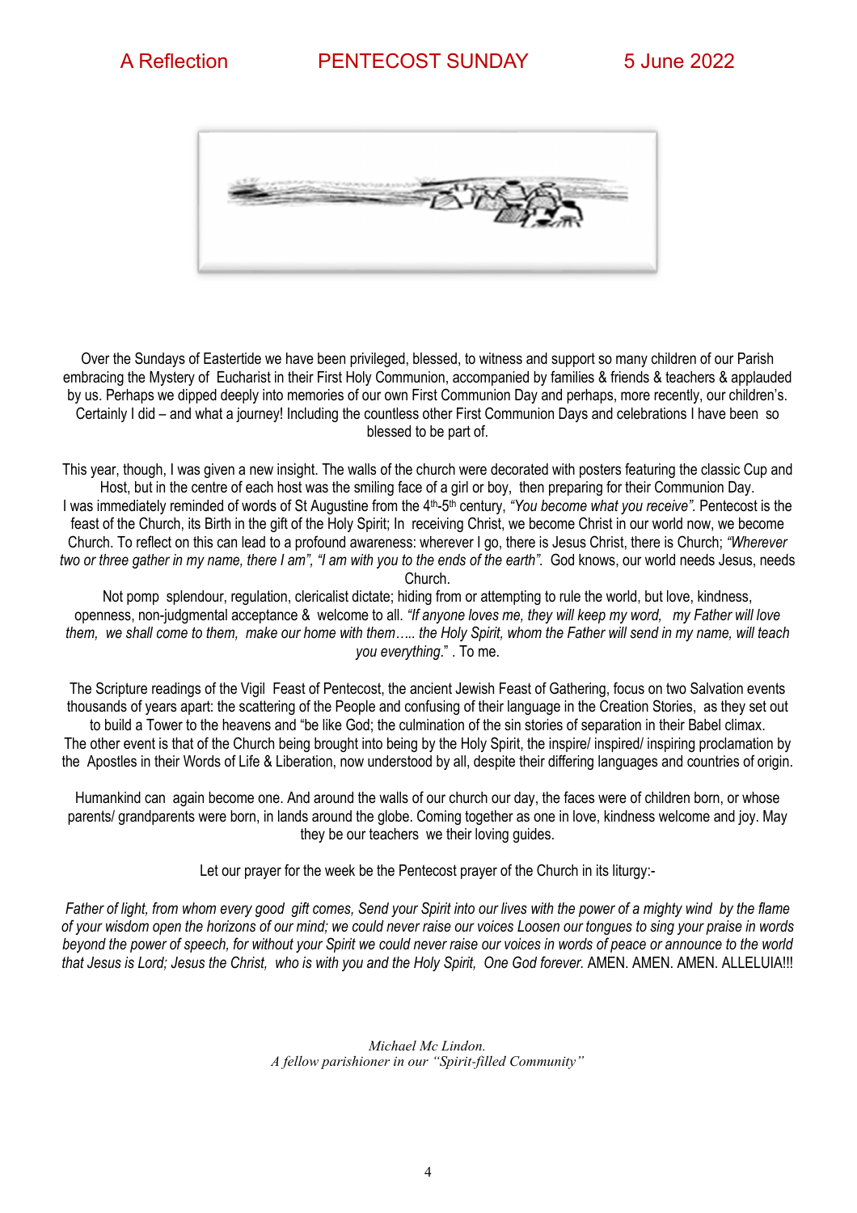# A Reflection PENTECOST SUNDAY 5 June 2022

Over the Sundays of Eastertide we have been privileged, blessed, to witness and support so many children of our Parish embracing the Mystery of Eucharist in their First Holy Communion, accompanied by families & friends & teachers & applauded by us. Perhaps we dipped deeply into memories of our own First Communion Day and perhaps, more recently, our children's. Certainly I did – and what a journey! Including the countless other First Communion Days and celebrations I have been so blessed to be part of.

This year, though, I was given a new insight. The walls of the church were decorated with posters featuring the classic Cup and Host, but in the centre of each host was the smiling face of a girl or boy, then preparing for their Communion Day. I was immediately reminded of words of St Augustine from the 4th-5th century, *"You become what you receive"*. Pentecost is the feast of the Church, its Birth in the gift of the Holy Spirit; In receiving Christ, we become Christ in our world now, we become Church. To reflect on this can lead to a profound awareness: wherever I go, there is Jesus Christ, there is Church; *"Wherever two or three gather in my name, there I am", "I am with you to the ends of the earth".* God knows, our world needs Jesus, needs Church.

Not pomp splendour, regulation, clericalist dictate; hiding from or attempting to rule the world, but love, kindness, openness, non-judgmental acceptance & welcome to all. *"If anyone loves me, they will keep my word, my Father will love them, we shall come to them, make our home with them….. the Holy Spirit, whom the Father will send in my name, will teach you everything.*" . To me.

The Scripture readings of the Vigil Feast of Pentecost, the ancient Jewish Feast of Gathering, focus on two Salvation events thousands of years apart: the scattering of the People and confusing of their language in the Creation Stories, as they set out to build a Tower to the heavens and "be like God; the culmination of the sin stories of separation in their Babel climax. The other event is that of the Church being brought into being by the Holy Spirit, the inspire/ inspired/ inspiring proclamation by the Apostles in their Words of Life & Liberation, now understood by all, despite their differing languages and countries of origin.

Humankind can again become one. And around the walls of our church our day, the faces were of children born, or whose parents/ grandparents were born, in lands around the globe. Coming together as one in love, kindness welcome and joy. May they be our teachers we their loving guides.

Let our prayer for the week be the Pentecost prayer of the Church in its liturgy:-

*Father of light, from whom every good gift comes, Send your Spirit into our lives with the power of a mighty wind by the flame of your wisdom open the horizons of our mind; we could never raise our voices Loosen our tongues to sing your praise in words beyond the power of speech, for without your Spirit we could never raise our voices in words of peace or announce to the world that Jesus is Lord; Jesus the Christ, who is with you and the Holy Spirit, One God forever.* AMEN. AMEN. AMEN. ALLELUIA!!!

*Michael Mc Lindon.*
*A fellow parishioner in our "Spirit-filled Community"*